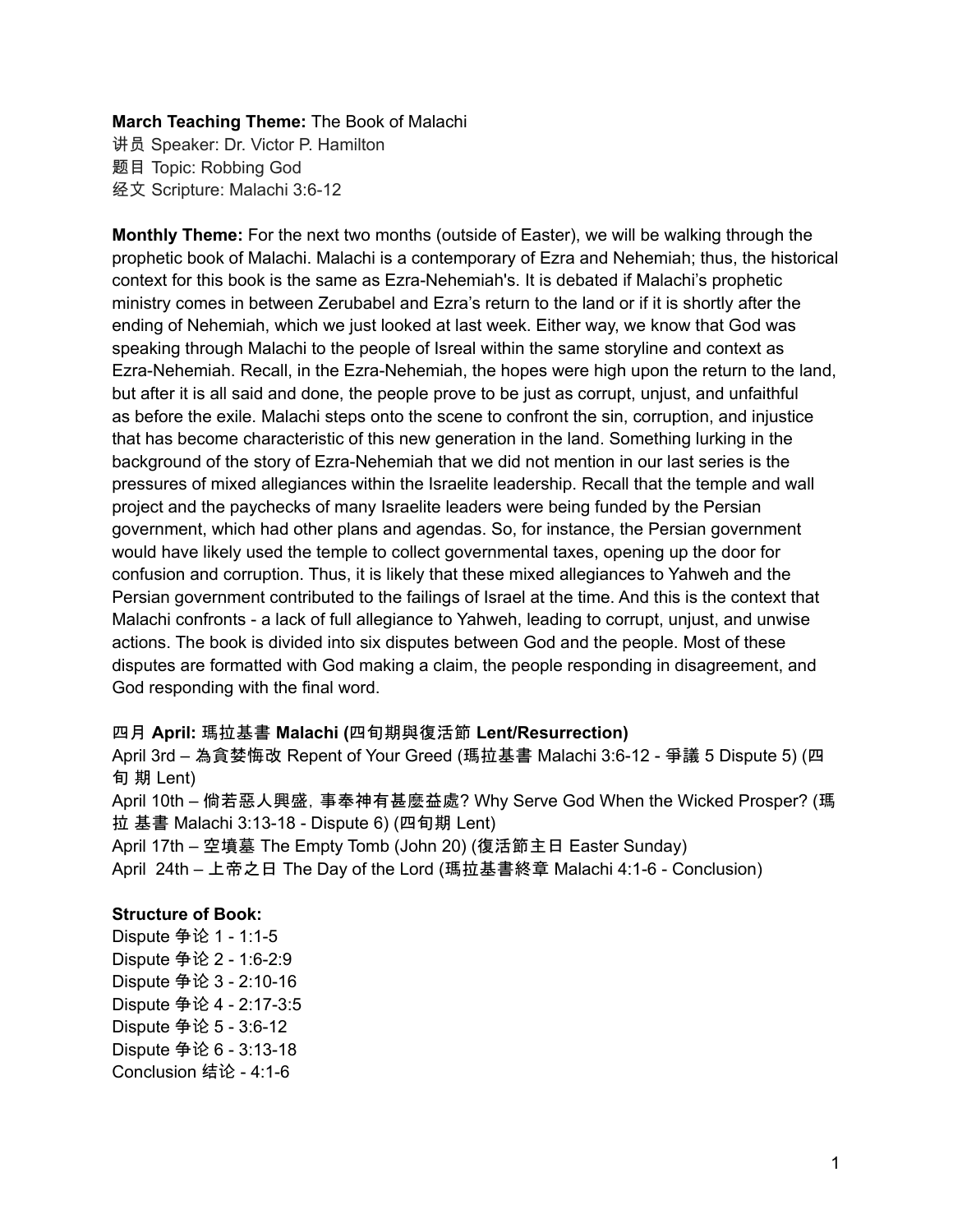**March Teaching Theme:** The Book of Malachi
讲员 Speaker: Dr. Victor P. Hamilton
题目 Topic: Robbing God
经文 Scripture: Malachi 3:6-12

**Monthly Theme:** For the next two months (outside of Easter), we will be walking through the prophetic book of Malachi. Malachi is a contemporary of Ezra and Nehemiah; thus, the historical context for this book is the same as Ezra-Nehemiah's. It is debated if Malachi's prophetic ministry comes in between Zerubabel and Ezra's return to the land or if it is shortly after the ending of Nehemiah, which we just looked at last week. Either way, we know that God was speaking through Malachi to the people of Isreal within the same storyline and context as Ezra-Nehemiah. Recall, in the Ezra-Nehemiah, the hopes were high upon the return to the land, but after it is all said and done, the people prove to be just as corrupt, unjust, and unfaithful as before the exile. Malachi steps onto the scene to confront the sin, corruption, and injustice that has become characteristic of this new generation in the land. Something lurking in the background of the story of Ezra-Nehemiah that we did not mention in our last series is the pressures of mixed allegiances within the Israelite leadership. Recall that the temple and wall project and the paychecks of many Israelite leaders were being funded by the Persian government, which had other plans and agendas. So, for instance, the Persian government would have likely used the temple to collect governmental taxes, opening up the door for confusion and corruption. Thus, it is likely that these mixed allegiances to Yahweh and the Persian government contributed to the failings of Israel at the time. And this is the context that Malachi confronts - a lack of full allegiance to Yahweh, leading to corrupt, unjust, and unwise actions. The book is divided into six disputes between God and the people. Most of these disputes are formatted with God making a claim, the people responding in disagreement, and God responding with the final word.

**四月 April: 瑪拉基書 Malachi (四旬期與復活節 Lent/Resurrection)**
April 3rd – 為貪婪悔改 Repent of Your Greed (瑪拉基書 Malachi 3:6-12 - 爭議 5 Dispute 5) (四旬 期 Lent)
April 10th – 倘若惡人興盛，事奉神有甚麼益處? Why Serve God When the Wicked Prosper? (瑪拉 基書 Malachi 3:13-18 - Dispute 6) (四旬期 Lent)
April 17th – 空墳墓 The Empty Tomb (John 20) (復活節主日 Easter Sunday)
April 24th – 上帝之日 The Day of the Lord (瑪拉基書終章 Malachi 4:1-6 - Conclusion)

**Structure of Book:**
Dispute 争论 1 - 1:1-5
Dispute 争论 2 - 1:6-2:9
Dispute 争论 3 - 2:10-16
Dispute 争论 4 - 2:17-3:5
Dispute 争论 5 - 3:6-12
Dispute 争论 6 - 3:13-18
Conclusion 结论 - 4:1-6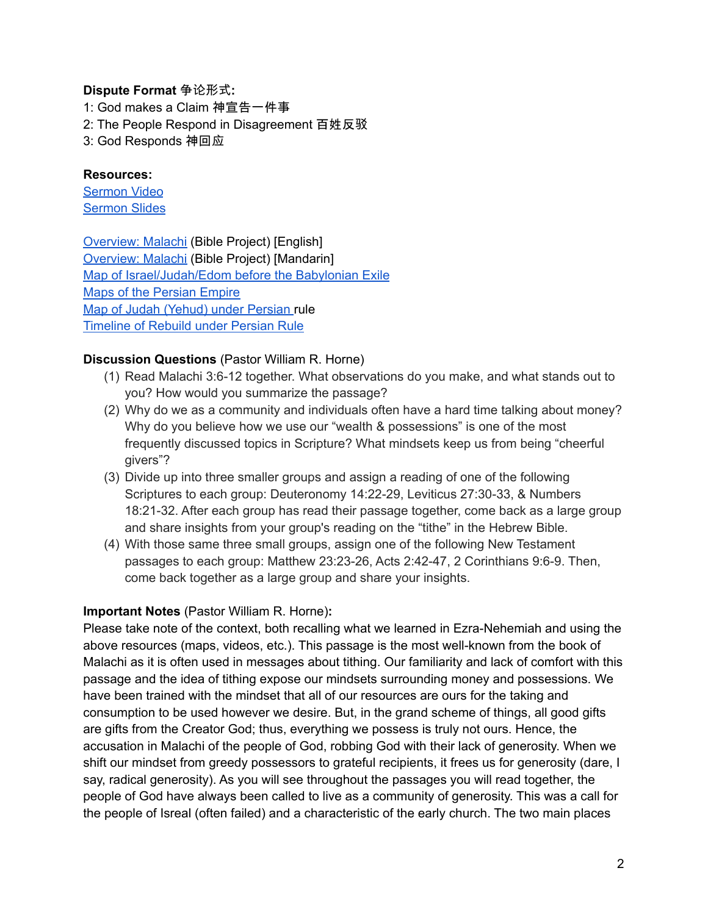**Dispute Format 争论形式:**

1: God makes a Claim 神宣告一件事

2: The People Respond in Disagreement 百姓反驳

3: God Responds 神回应

**Resources:**

Sermon Video

Sermon Slides

Overview: Malachi (Bible Project) [English]

Overview: Malachi (Bible Project) [Mandarin]

Map of Israel/Judah/Edom before the Babylonian Exile

Maps of the Persian Empire

Map of Judah (Yehud) under Persian rule

Timeline of Rebuild under Persian Rule

**Discussion Questions** (Pastor William R. Horne)

(1) Read Malachi 3:6-12 together. What observations do you make, and what stands out to you? How would you summarize the passage?

(2) Why do we as a community and individuals often have a hard time talking about money? Why do you believe how we use our "wealth & possessions" is one of the most frequently discussed topics in Scripture? What mindsets keep us from being "cheerful givers"?

(3) Divide up into three smaller groups and assign a reading of one of the following Scriptures to each group: Deuteronomy 14:22-29, Leviticus 27:30-33, & Numbers 18:21-32. After each group has read their passage together, come back as a large group and share insights from your group's reading on the "tithe" in the Hebrew Bible.

(4) With those same three small groups, assign one of the following New Testament passages to each group: Matthew 23:23-26, Acts 2:42-47, 2 Corinthians 9:6-9. Then, come back together as a large group and share your insights.

**Important Notes** (Pastor William R. Horne)**:**

Please take note of the context, both recalling what we learned in Ezra-Nehemiah and using the above resources (maps, videos, etc.). This passage is the most well-known from the book of Malachi as it is often used in messages about tithing. Our familiarity and lack of comfort with this passage and the idea of tithing expose our mindsets surrounding money and possessions. We have been trained with the mindset that all of our resources are ours for the taking and consumption to be used however we desire. But, in the grand scheme of things, all good gifts are gifts from the Creator God; thus, everything we possess is truly not ours. Hence, the accusation in Malachi of the people of God, robbing God with their lack of generosity. When we shift our mindset from greedy possessors to grateful recipients, it frees us for generosity (dare, I say, radical generosity). As you will see throughout the passages you will read together, the people of God have always been called to live as a community of generosity. This was a call for the people of Isreal (often failed) and a characteristic of the early church. The two main places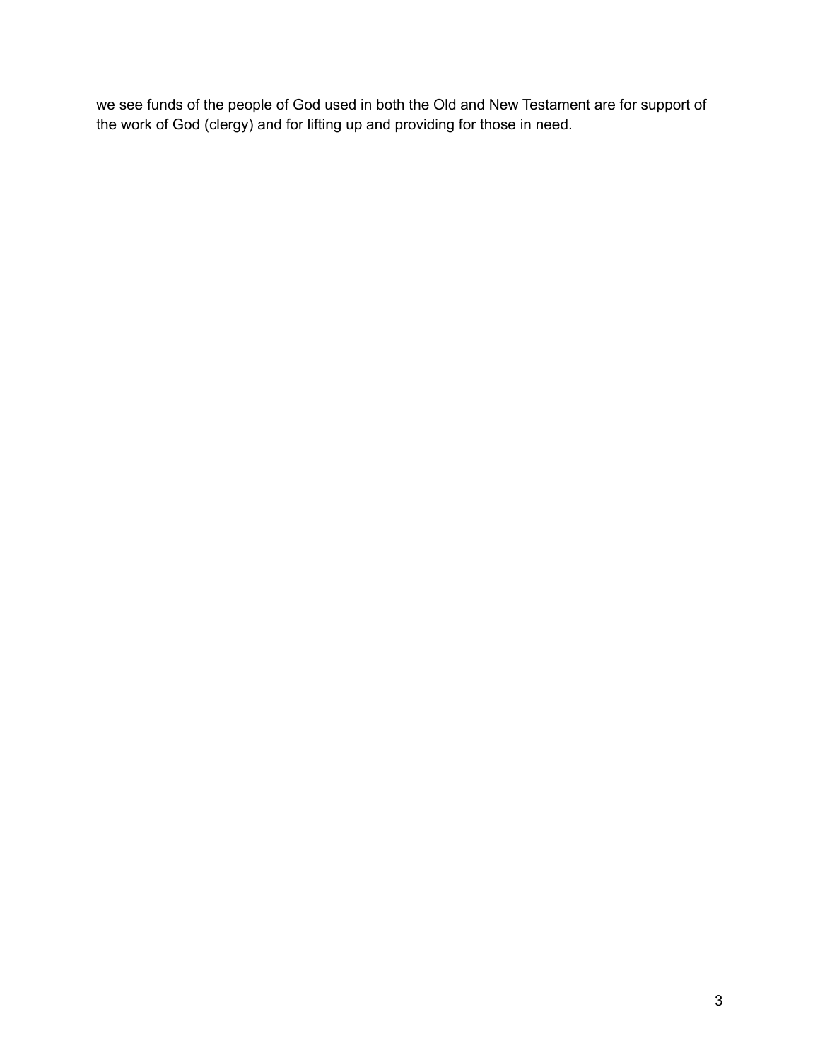we see funds of the people of God used in both the Old and New Testament are for support of the work of God (clergy) and for lifting up and providing for those in need.